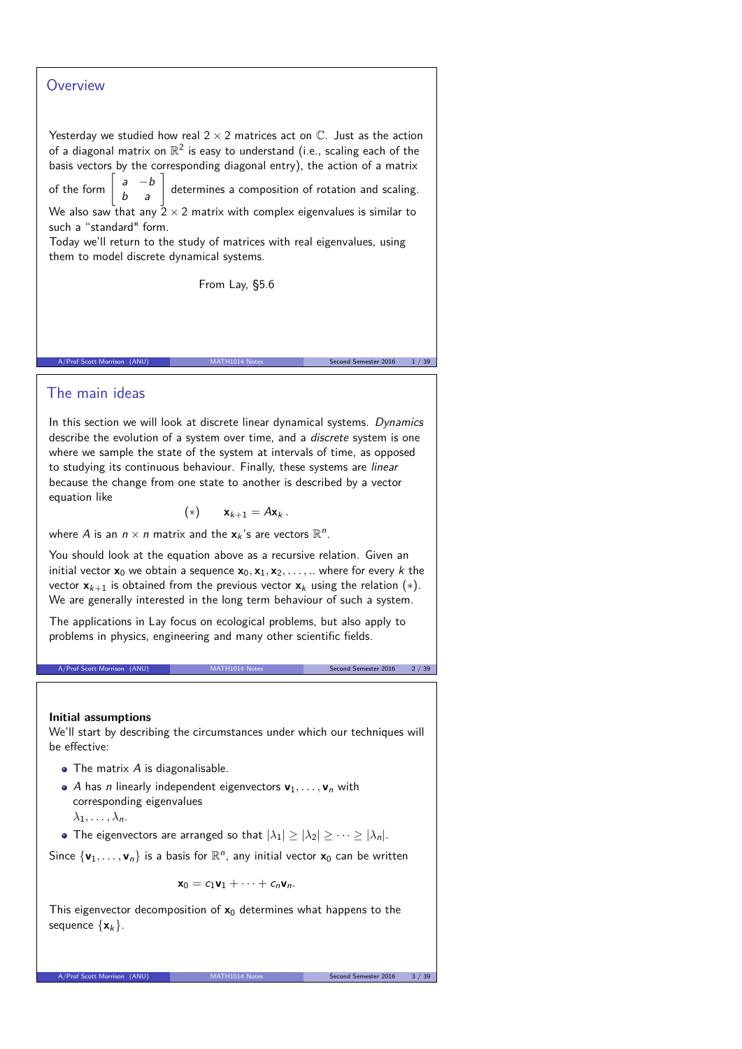## Overview

Yesterday we studied how real $2 \times 2$ matrices act on $\mathbb{C}$. Just as the action of a diagonal matrix on $\mathbb{R}^2$ is easy to understand (i.e., scaling each of the basis vectors by the corresponding diagonal entry), the action of a matrix of the form $\begin{bmatrix} a & -b \\ b & a \end{bmatrix}$ determines a composition of rotation and scaling. We also saw that any $2 \times 2$ matrix with complex eigenvalues is similar to such a "standard" form.

Today we'll return to the study of matrices with real eigenvalues, using them to model discrete dynamical systems.

From Lay, §5.6

## The main ideas

In this section we will look at discrete linear dynamical systems. *Dynamics* describe the evolution of a system over time, and a *discrete* system is one where we sample the state of the system at intervals of time, as opposed to studying its continuous behaviour. Finally, these systems are *linear* because the change from one state to another is described by a vector equation like

$$(*) \qquad \mathbf{x}_{k+1} = A\mathbf{x}_k \,.$$

where $A$ is an $n \times n$ matrix and the $\mathbf{x}_k$'s are vectors $\mathbb{R}^n$.

You should look at the equation above as a recursive relation. Given an initial vector $\mathbf{x}_0$ we obtain a sequence $\mathbf{x}_0, \mathbf{x}_1, \mathbf{x}_2, \ldots, ..$ where for every $k$ the vector $\mathbf{x}_{k+1}$ is obtained from the previous vector $\mathbf{x}_k$ using the relation $(*)$. We are generally interested in the long term behaviour of such a system.

The applications in Lay focus on ecological problems, but also apply to problems in physics, engineering and many other scientific fields.

**Initial assumptions**

We'll start by describing the circumstances under which our techniques will be effective:

- The matrix $A$ is diagonalisable.
- $A$ has $n$ linearly independent eigenvectors $\mathbf{v}_1, \ldots, \mathbf{v}_n$ with corresponding eigenvalues $\lambda_1, \ldots, \lambda_n$.
- The eigenvectors are arranged so that $|\lambda_1| \geq |\lambda_2| \geq \cdots \geq |\lambda_n|$.

Since $\{\mathbf{v}_1, \ldots, \mathbf{v}_n\}$ is a basis for $\mathbb{R}^n$, any initial vector $\mathbf{x}_0$ can be written

$$\mathbf{x}_0 = c_1\mathbf{v}_1 + \cdots + c_n\mathbf{v}_n.$$

This eigenvector decomposition of $\mathbf{x}_0$ determines what happens to the sequence $\{\mathbf{x}_k\}$.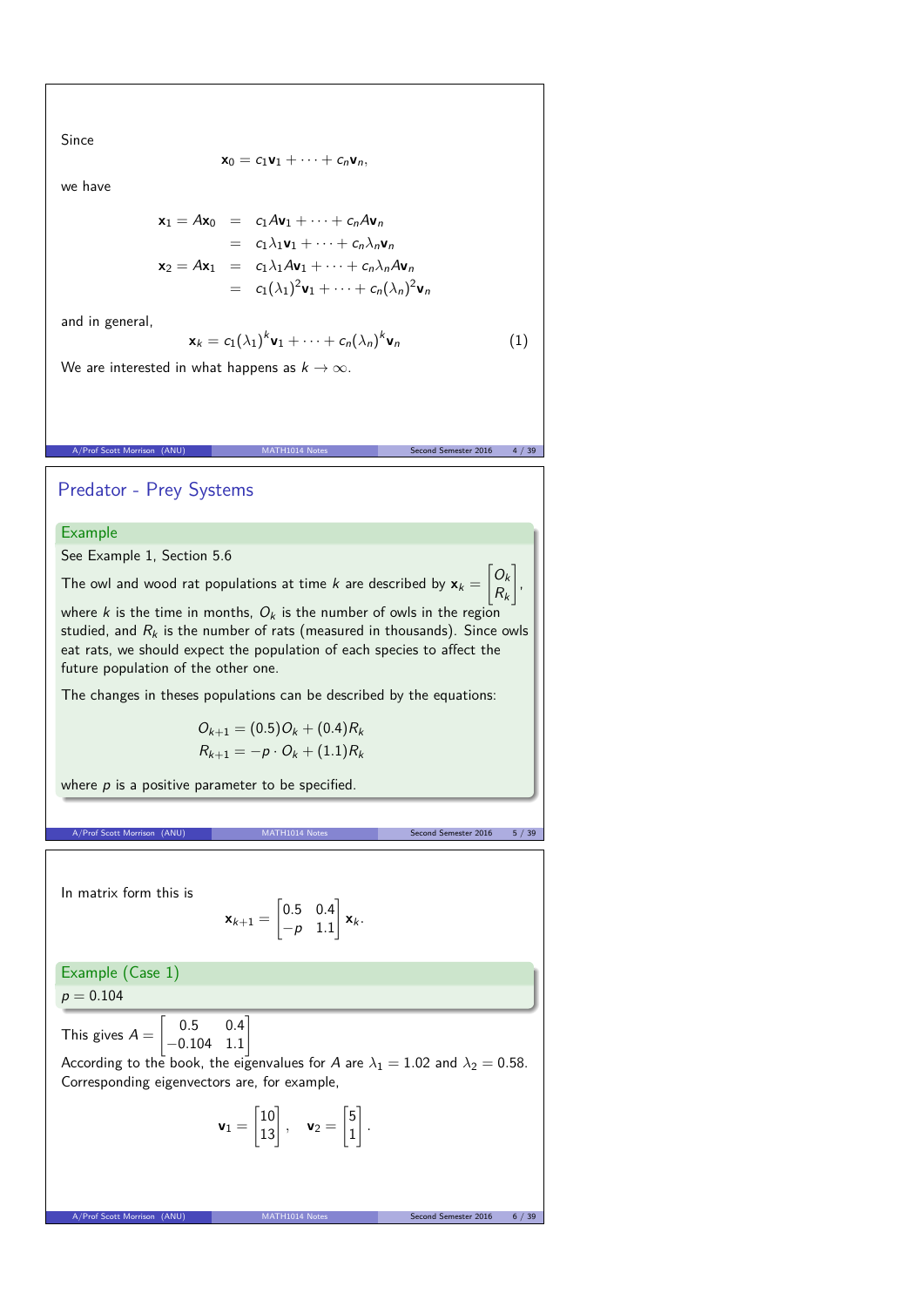Since

$$\mathbf{x}_0 = c_1\mathbf{v}_1 + \cdots + c_n\mathbf{v}_n,$$

we have

$$\begin{aligned}
\mathbf{x}_1 = A\mathbf{x}_0 &= c_1A\mathbf{v}_1 + \cdots + c_nA\mathbf{v}_n \\
&= c_1\lambda_1\mathbf{v}_1 + \cdots + c_n\lambda_n\mathbf{v}_n \\
\mathbf{x}_2 = A\mathbf{x}_1 &= c_1\lambda_1A\mathbf{v}_1 + \cdots + c_n\lambda_nA\mathbf{v}_n \\
&= c_1(\lambda_1)^2\mathbf{v}_1 + \cdots + c_n(\lambda_n)^2\mathbf{v}_n
\end{aligned}$$

and in general,

$$\mathbf{x}_k = c_1(\lambda_1)^k\mathbf{v}_1 + \cdots + c_n(\lambda_n)^k\mathbf{v}_n \tag{1}$$

We are interested in what happens as $k \to \infty$.

## Predator - Prey Systems

**Example**

See Example 1, Section 5.6

The owl and wood rat populations at time $k$ are described by $\mathbf{x}_k = \begin{bmatrix} O_k \\ R_k \end{bmatrix}$, where $k$ is the time in months, $O_k$ is the number of owls in the region studied, and $R_k$ is the number of rats (measured in thousands). Since owls eat rats, we should expect the population of each species to affect the future population of the other one.

The changes in theses populations can be described by the equations:

$$\begin{aligned}
O_{k+1} &= (0.5)O_k + (0.4)R_k \\
R_{k+1} &= -p \cdot O_k + (1.1)R_k
\end{aligned}$$

where $p$ is a positive parameter to be specified.

In matrix form this is

$$\mathbf{x}_{k+1} = \begin{bmatrix} 0.5 & 0.4 \\ -p & 1.1 \end{bmatrix} \mathbf{x}_k.$$

**Example (Case 1)**

$p = 0.104$

This gives $A = \begin{bmatrix} 0.5 & 0.4 \\ -0.104 & 1.1 \end{bmatrix}$

According to the book, the eigenvalues for $A$ are $\lambda_1 = 1.02$ and $\lambda_2 = 0.58$. Corresponding eigenvectors are, for example,

$$\mathbf{v}_1 = \begin{bmatrix} 10 \\ 13 \end{bmatrix}, \quad \mathbf{v}_2 = \begin{bmatrix} 5 \\ 1 \end{bmatrix}.$$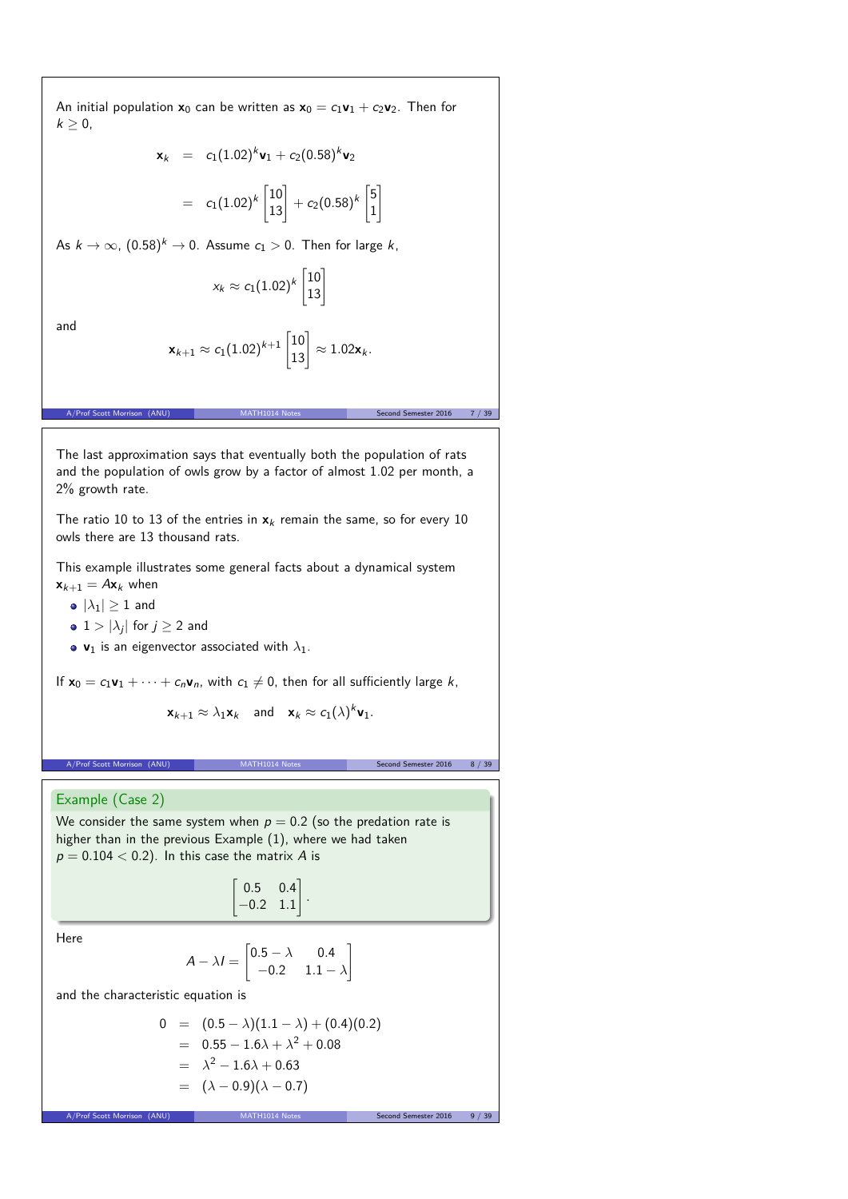An initial population $\mathbf{x}_0$ can be written as $\mathbf{x}_0 = c_1\mathbf{v}_1 + c_2\mathbf{v}_2$. Then for $k \geq 0$,

$$
\begin{aligned}
\mathbf{x}_k &= c_1(1.02)^k\mathbf{v}_1 + c_2(0.58)^k\mathbf{v}_2 \\
&= c_1(1.02)^k \begin{bmatrix} 10 \\ 13 \end{bmatrix} + c_2(0.58)^k \begin{bmatrix} 5 \\ 1 \end{bmatrix}
\end{aligned}
$$

As $k \to \infty$, $(0.58)^k \to 0$. Assume $c_1 > 0$. Then for large $k$,

$$x_k \approx c_1(1.02)^k \begin{bmatrix} 10 \\ 13 \end{bmatrix}$$

and

$$\mathbf{x}_{k+1} \approx c_1(1.02)^{k+1} \begin{bmatrix} 10 \\ 13 \end{bmatrix} \approx 1.02\mathbf{x}_k.$$

The last approximation says that eventually both the population of rats and the population of owls grow by a factor of almost 1.02 per month, a 2% growth rate.

The ratio 10 to 13 of the entries in $\mathbf{x}_k$ remain the same, so for every 10 owls there are 13 thousand rats.

This example illustrates some general facts about a dynamical system $\mathbf{x}_{k+1} = A\mathbf{x}_k$ when

- $|\lambda_1| \geq 1$ and
- $1 > |\lambda_j|$ for $j \geq 2$ and
- $\mathbf{v}_1$ is an eigenvector associated with $\lambda_1$.

If $\mathbf{x}_0 = c_1\mathbf{v}_1 + \cdots + c_n\mathbf{v}_n$, with $c_1 \neq 0$, then for all sufficiently large $k$,

$$\mathbf{x}_{k+1} \approx \lambda_1\mathbf{x}_k \quad \text{and} \quad \mathbf{x}_k \approx c_1(\lambda)^k\mathbf{v}_1.$$

### Example (Case 2)

We consider the same system when $p = 0.2$ (so the predation rate is higher than in the previous Example (1), where we had taken $p = 0.104 < 0.2$). In this case the matrix $A$ is

$$\begin{bmatrix} 0.5 & 0.4 \\ -0.2 & 1.1 \end{bmatrix}.$$

Here

$$A - \lambda I = \begin{bmatrix} 0.5 - \lambda & 0.4 \\ -0.2 & 1.1 - \lambda \end{bmatrix}$$

and the characteristic equation is

$$
\begin{aligned}
0 &= (0.5 - \lambda)(1.1 - \lambda) + (0.4)(0.2) \\
&= 0.55 - 1.6\lambda + \lambda^2 + 0.08 \\
&= \lambda^2 - 1.6\lambda + 0.63 \\
&= (\lambda - 0.9)(\lambda - 0.7)
\end{aligned}
$$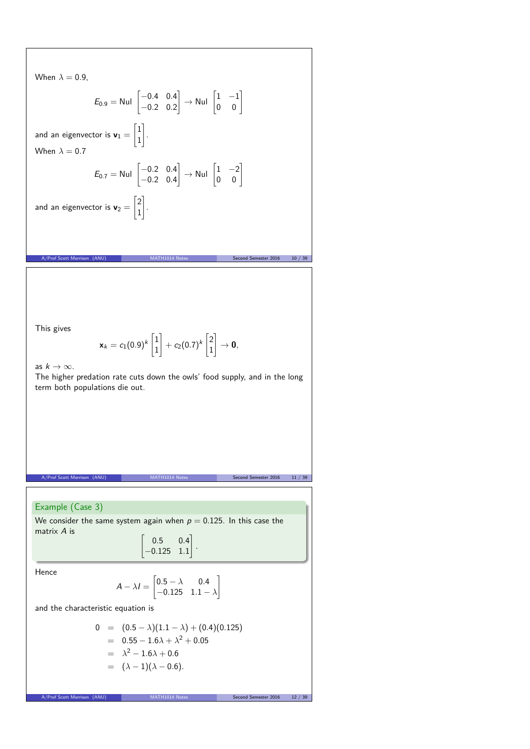When $\lambda = 0.9$,

$$E_{0.9} = \text{Nul} \begin{bmatrix} -0.4 & 0.4 \\ -0.2 & 0.2 \end{bmatrix} \to \text{Nul} \begin{bmatrix} 1 & -1 \\ 0 & 0 \end{bmatrix}$$

and an eigenvector is $\mathbf{v}_1 = \begin{bmatrix} 1 \\ 1 \end{bmatrix}$.

When $\lambda = 0.7$

$$E_{0.7} = \text{Nul} \begin{bmatrix} -0.2 & 0.4 \\ -0.2 & 0.4 \end{bmatrix} \to \text{Nul} \begin{bmatrix} 1 & -2 \\ 0 & 0 \end{bmatrix}$$

and an eigenvector is $\mathbf{v}_2 = \begin{bmatrix} 2 \\ 1 \end{bmatrix}$.

This gives

$$\mathbf{x}_k = c_1(0.9)^k \begin{bmatrix} 1 \\ 1 \end{bmatrix} + c_2(0.7)^k \begin{bmatrix} 2 \\ 1 \end{bmatrix} \to \mathbf{0},$$

as $k \to \infty$.

The higher predation rate cuts down the owls' food supply, and in the long term both populations die out.

**Example (Case 3)**

We consider the same system again when $p = 0.125$. In this case the matrix $A$ is

$$\begin{bmatrix} 0.5 & 0.4 \\ -0.125 & 1.1 \end{bmatrix}.$$

Hence

$$A - \lambda I = \begin{bmatrix} 0.5 - \lambda & 0.4 \\ -0.125 & 1.1 - \lambda \end{bmatrix}$$

and the characteristic equation is

$$\begin{aligned} 0 &= (0.5 - \lambda)(1.1 - \lambda) + (0.4)(0.125) \\ &= 0.55 - 1.6\lambda + \lambda^2 + 0.05 \\ &= \lambda^2 - 1.6\lambda + 0.6 \\ &= (\lambda - 1)(\lambda - 0.6). \end{aligned}$$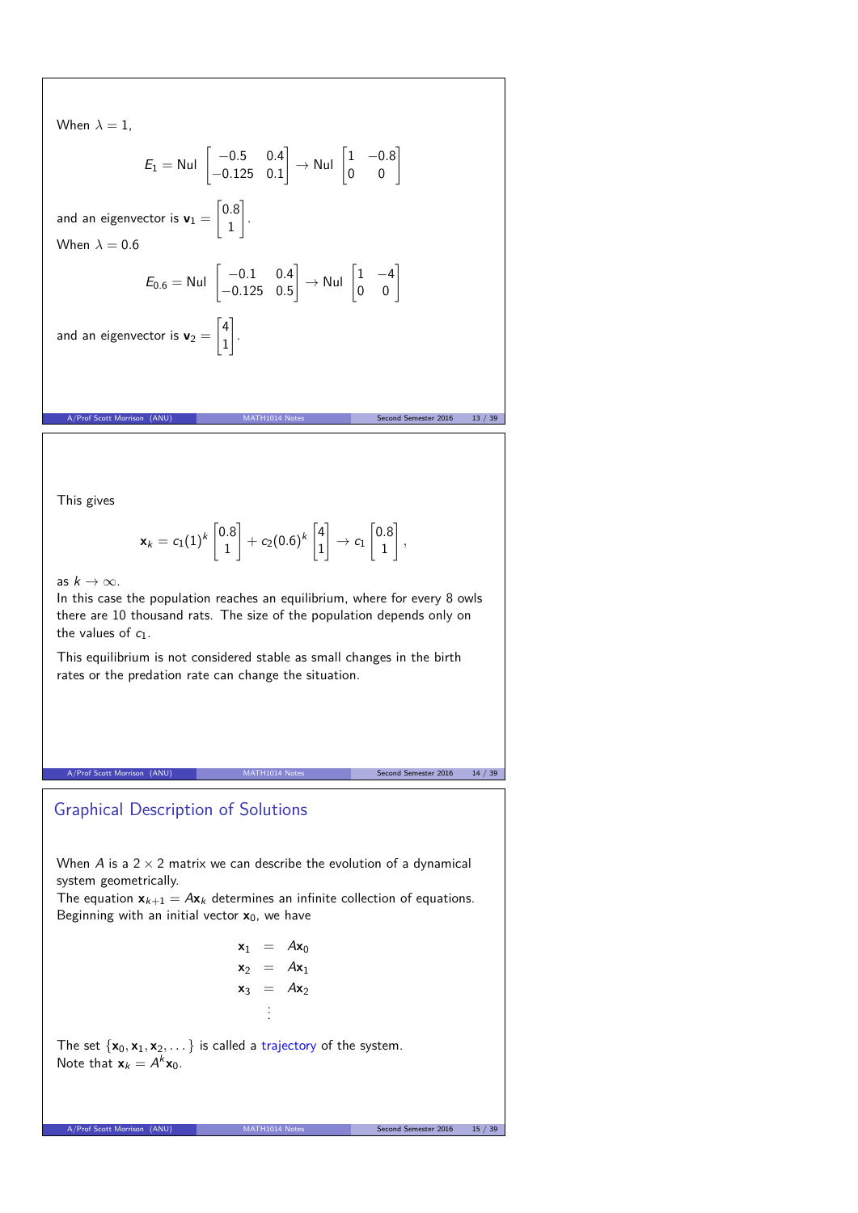When $\lambda = 1$,

$$E_1 = \text{Nul} \begin{bmatrix} -0.5 & 0.4 \\ -0.125 & 0.1 \end{bmatrix} \to \text{Nul} \begin{bmatrix} 1 & -0.8 \\ 0 & 0 \end{bmatrix}$$

and an eigenvector is $\mathbf{v}_1 = \begin{bmatrix} 0.8 \\ 1 \end{bmatrix}$.

When $\lambda = 0.6$

$$E_{0.6} = \text{Nul} \begin{bmatrix} -0.1 & 0.4 \\ -0.125 & 0.5 \end{bmatrix} \to \text{Nul} \begin{bmatrix} 1 & -4 \\ 0 & 0 \end{bmatrix}$$

and an eigenvector is $\mathbf{v}_2 = \begin{bmatrix} 4 \\ 1 \end{bmatrix}$.

This gives

$$\mathbf{x}_k = c_1(1)^k \begin{bmatrix} 0.8 \\ 1 \end{bmatrix} + c_2(0.6)^k \begin{bmatrix} 4 \\ 1 \end{bmatrix} \to c_1 \begin{bmatrix} 0.8 \\ 1 \end{bmatrix},$$

as $k \to \infty$.

In this case the population reaches an equilibrium, where for every 8 owls there are 10 thousand rats. The size of the population depends only on the values of $c_1$.

This equilibrium is not considered stable as small changes in the birth rates or the predation rate can change the situation.

## Graphical Description of Solutions

When $A$ is a $2 \times 2$ matrix we can describe the evolution of a dynamical system geometrically.

The equation $\mathbf{x}_{k+1} = A\mathbf{x}_k$ determines an infinite collection of equations. Beginning with an initial vector $\mathbf{x}_0$, we have

$$\begin{aligned} \mathbf{x}_1 &= A\mathbf{x}_0 \\ \mathbf{x}_2 &= A\mathbf{x}_1 \\ \mathbf{x}_3 &= A\mathbf{x}_2 \\ &\vdots \end{aligned}$$

The set $\{\mathbf{x}_0, \mathbf{x}_1, \mathbf{x}_2, \dots\}$ is called a trajectory of the system.

Note that $\mathbf{x}_k = A^k\mathbf{x}_0$.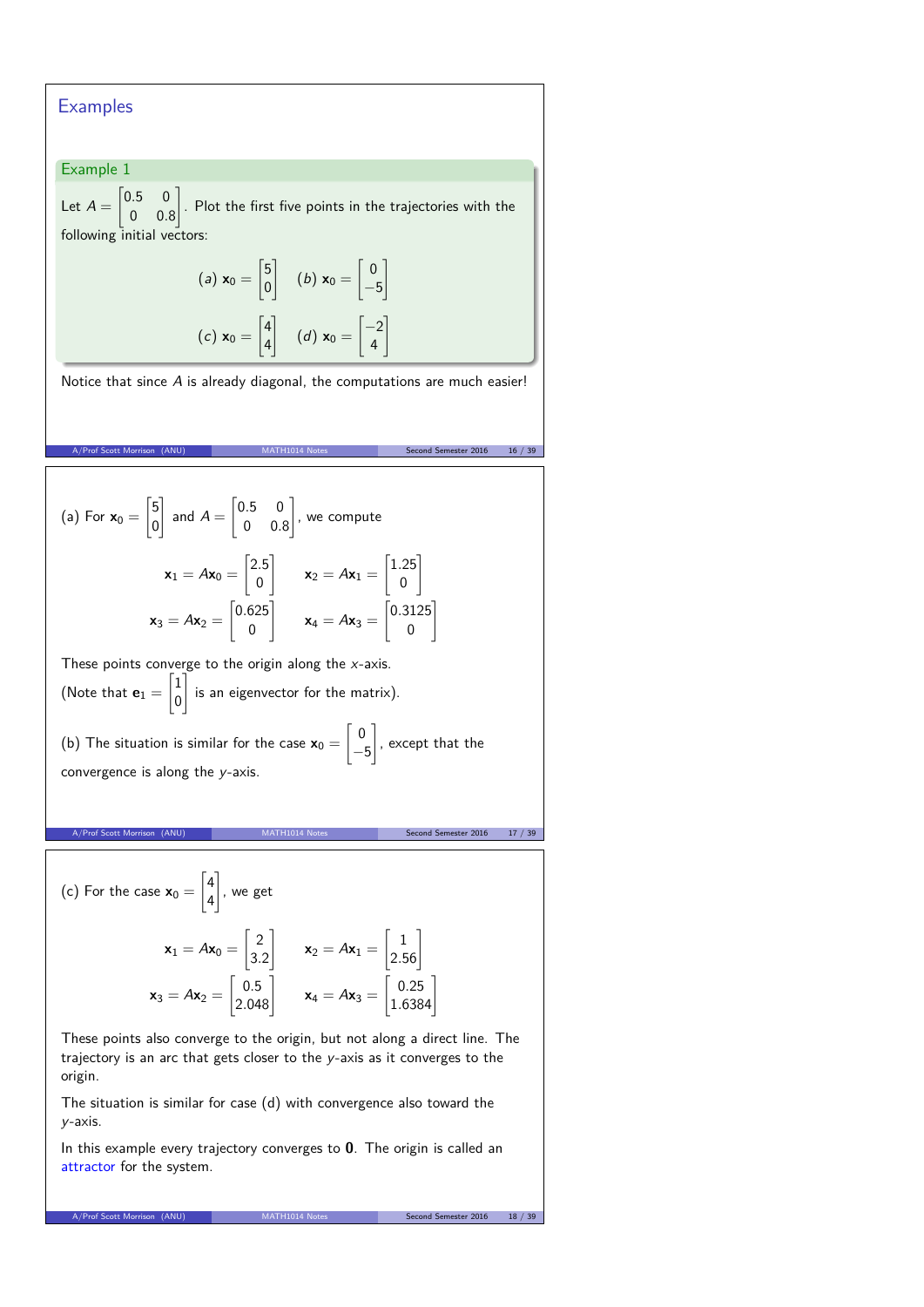## Examples

**Example 1**

Let $A = \begin{bmatrix} 0.5 & 0 \\ 0 & 0.8 \end{bmatrix}$. Plot the first five points in the trajectories with the following initial vectors:

$$(a)\ \mathbf{x}_0 = \begin{bmatrix} 5 \\ 0 \end{bmatrix} \quad (b)\ \mathbf{x}_0 = \begin{bmatrix} 0 \\ -5 \end{bmatrix}$$

$$(c)\ \mathbf{x}_0 = \begin{bmatrix} 4 \\ 4 \end{bmatrix} \quad (d)\ \mathbf{x}_0 = \begin{bmatrix} -2 \\ 4 \end{bmatrix}$$

Notice that since $A$ is already diagonal, the computations are much easier!

(a) For $\mathbf{x}_0 = \begin{bmatrix} 5 \\ 0 \end{bmatrix}$ and $A = \begin{bmatrix} 0.5 & 0 \\ 0 & 0.8 \end{bmatrix}$, we compute

$$\mathbf{x}_1 = A\mathbf{x}_0 = \begin{bmatrix} 2.5 \\ 0 \end{bmatrix} \qquad \mathbf{x}_2 = A\mathbf{x}_1 = \begin{bmatrix} 1.25 \\ 0 \end{bmatrix}$$

$$\mathbf{x}_3 = A\mathbf{x}_2 = \begin{bmatrix} 0.625 \\ 0 \end{bmatrix} \qquad \mathbf{x}_4 = A\mathbf{x}_3 = \begin{bmatrix} 0.3125 \\ 0 \end{bmatrix}$$

These points converge to the origin along the $x$-axis.

(Note that $\mathbf{e}_1 = \begin{bmatrix} 1 \\ 0 \end{bmatrix}$ is an eigenvector for the matrix).

(b) The situation is similar for the case $\mathbf{x}_0 = \begin{bmatrix} 0 \\ -5 \end{bmatrix}$, except that the convergence is along the $y$-axis.

(c) For the case $\mathbf{x}_0 = \begin{bmatrix} 4 \\ 4 \end{bmatrix}$, we get

$$\mathbf{x}_1 = A\mathbf{x}_0 = \begin{bmatrix} 2 \\ 3.2 \end{bmatrix} \qquad \mathbf{x}_2 = A\mathbf{x}_1 = \begin{bmatrix} 1 \\ 2.56 \end{bmatrix}$$

$$\mathbf{x}_3 = A\mathbf{x}_2 = \begin{bmatrix} 0.5 \\ 2.048 \end{bmatrix} \qquad \mathbf{x}_4 = A\mathbf{x}_3 = \begin{bmatrix} 0.25 \\ 1.6384 \end{bmatrix}$$

These points also converge to the origin, but not along a direct line. The trajectory is an arc that gets closer to the $y$-axis as it converges to the origin.

The situation is similar for case (d) with convergence also toward the $y$-axis.

In this example every trajectory converges to $\mathbf{0}$. The origin is called an attractor for the system.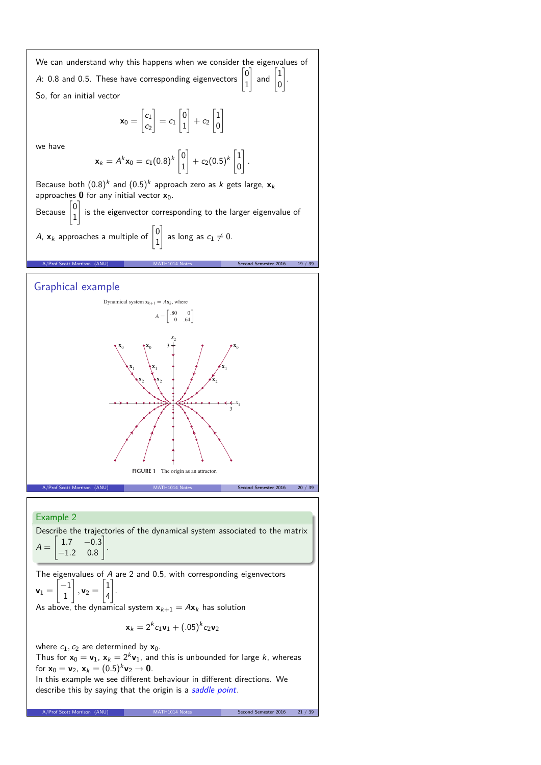We can understand why this happens when we consider the eigenvalues of $A$: 0.8 and 0.5. These have corresponding eigenvectors $\begin{bmatrix} 0 \\ 1 \end{bmatrix}$ and $\begin{bmatrix} 1 \\ 0 \end{bmatrix}$.

So, for an initial vector

$$\mathbf{x}_0 = \begin{bmatrix} c_1 \\ c_2 \end{bmatrix} = c_1 \begin{bmatrix} 0 \\ 1 \end{bmatrix} + c_2 \begin{bmatrix} 1 \\ 0 \end{bmatrix}$$

we have

$$\mathbf{x}_k = A^k \mathbf{x}_0 = c_1 (0.8)^k \begin{bmatrix} 0 \\ 1 \end{bmatrix} + c_2 (0.5)^k \begin{bmatrix} 1 \\ 0 \end{bmatrix}.$$

Because both $(0.8)^k$ and $(0.5)^k$ approach zero as $k$ gets large, $\mathbf{x}_k$ approaches $\mathbf{0}$ for any initial vector $\mathbf{x}_0$.

Because $\begin{bmatrix} 0 \\ 1 \end{bmatrix}$ is the eigenvector corresponding to the larger eigenvalue of $A$, $\mathbf{x}_k$ approaches a multiple of $\begin{bmatrix} 0 \\ 1 \end{bmatrix}$ as long as $c_1 \neq 0$.

## Graphical example

Dynamical system $\mathbf{x}_{k+1} = A\mathbf{x}_k$, where

$$A = \begin{bmatrix} .80 & 0 \\ 0 & .64 \end{bmatrix}$$

**FIGURE 1** The origin as an attractor.

## Example 2

Describe the trajectories of the dynamical system associated to the matrix $A = \begin{bmatrix} 1.7 & -0.3 \\ -1.2 & 0.8 \end{bmatrix}$.

The eigenvalues of $A$ are 2 and 0.5, with corresponding eigenvectors $\mathbf{v}_1 = \begin{bmatrix} -1 \\ 1 \end{bmatrix}, \mathbf{v}_2 = \begin{bmatrix} 1 \\ 4 \end{bmatrix}$.

As above, the dynamical system $\mathbf{x}_{k+1} = A\mathbf{x}_k$ has solution

$$\mathbf{x}_k = 2^k c_1 \mathbf{v}_1 + (.05)^k c_2 \mathbf{v}_2$$

where $c_1, c_2$ are determined by $\mathbf{x}_0$.

Thus for $\mathbf{x}_0 = \mathbf{v}_1$, $\mathbf{x}_k = 2^k \mathbf{v}_1$, and this is unbounded for large $k$, whereas for $\mathbf{x}_0 = \mathbf{v}_2$, $\mathbf{x}_k = (0.5)^k \mathbf{v}_2 \to \mathbf{0}$.

In this example we see different behaviour in different directions. We describe this by saying that the origin is a *saddle point*.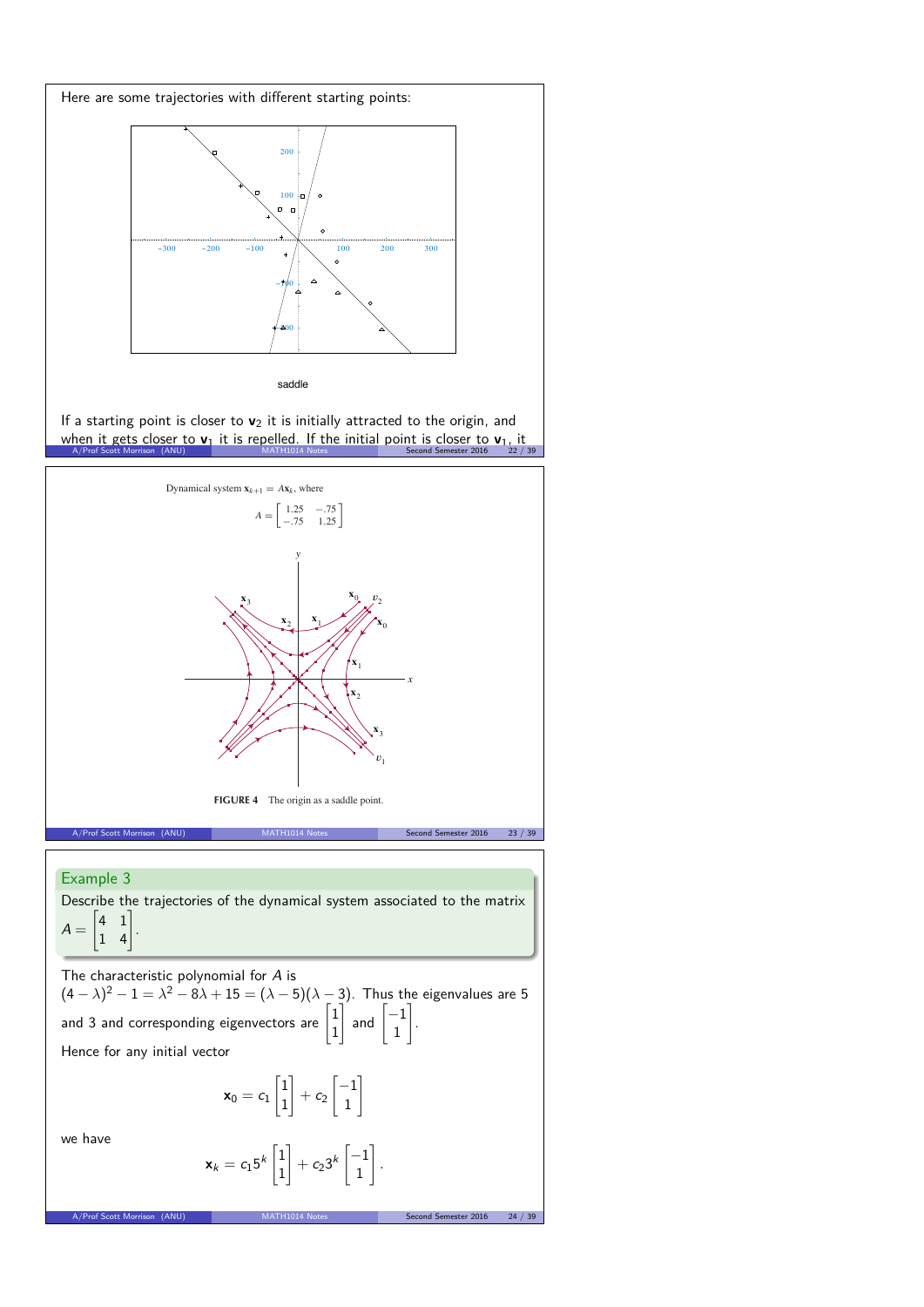Here are some trajectories with different starting points:

saddle

If a starting point is closer to $\mathbf{v}_2$ it is initially attracted to the origin, and when it gets closer to $\mathbf{v}_1$ it is repelled. If the initial point is closer to $\mathbf{v}_1$, it

Dynamical system $\mathbf{x}_{k+1} = A\mathbf{x}_k$, where

$$A = \begin{bmatrix} 1.25 & -.75 \\ -.75 & 1.25 \end{bmatrix}$$

**FIGURE 4** The origin as a saddle point.

## Example 3

Describe the trajectories of the dynamical system associated to the matrix $A = \begin{bmatrix} 4 & 1 \\ 1 & 4 \end{bmatrix}$.

The characteristic polynomial for $A$ is $(4-\lambda)^2 - 1 = \lambda^2 - 8\lambda + 15 = (\lambda - 5)(\lambda - 3)$. Thus the eigenvalues are 5 and 3 and corresponding eigenvectors are $\begin{bmatrix} 1 \\ 1 \end{bmatrix}$ and $\begin{bmatrix} -1 \\ 1 \end{bmatrix}$.

Hence for any initial vector

$$\mathbf{x}_0 = c_1 \begin{bmatrix} 1 \\ 1 \end{bmatrix} + c_2 \begin{bmatrix} -1 \\ 1 \end{bmatrix}$$

we have

$$\mathbf{x}_k = c_1 5^k \begin{bmatrix} 1 \\ 1 \end{bmatrix} + c_2 3^k \begin{bmatrix} -1 \\ 1 \end{bmatrix}.$$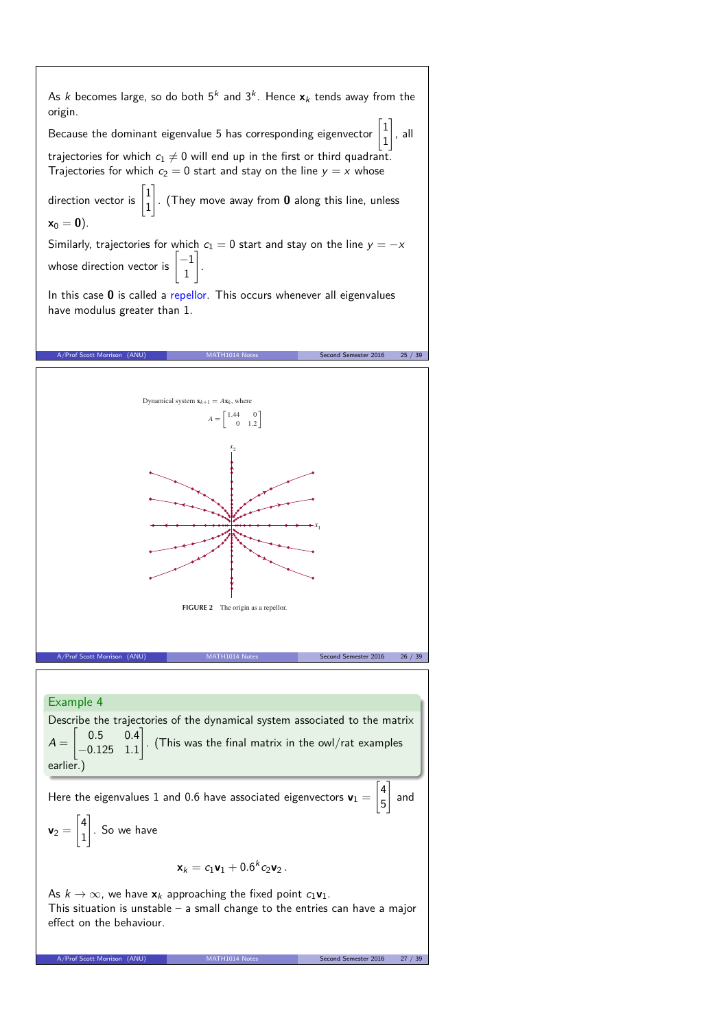As $k$ becomes large, so do both $5^k$ and $3^k$. Hence $\mathbf{x}_k$ tends away from the origin.

Because the dominant eigenvalue 5 has corresponding eigenvector $\begin{bmatrix}1\\1\end{bmatrix}$, all trajectories for which $c_1 \neq 0$ will end up in the first or third quadrant. Trajectories for which $c_2 = 0$ start and stay on the line $y = x$ whose direction vector is $\begin{bmatrix}1\\1\end{bmatrix}$. (They move away from $\mathbf{0}$ along this line, unless $\mathbf{x}_0 = \mathbf{0}$).

Similarly, trajectories for which $c_1 = 0$ start and stay on the line $y = -x$ whose direction vector is $\begin{bmatrix}-1\\1\end{bmatrix}$.

In this case $\mathbf{0}$ is called a repellor. This occurs whenever all eigenvalues have modulus greater than 1.

Dynamical system $\mathbf{x}_{k+1} = A\mathbf{x}_k$, where

$$A = \begin{bmatrix}1.44 & 0\\ 0 & 1.2\end{bmatrix}$$

**FIGURE 2** The origin as a repellor.

## Example 4

Describe the trajectories of the dynamical system associated to the matrix $A = \begin{bmatrix}0.5 & 0.4\\ -0.125 & 1.1\end{bmatrix}$. (This was the final matrix in the owl/rat examples earlier.)

Here the eigenvalues 1 and 0.6 have associated eigenvectors $\mathbf{v}_1 = \begin{bmatrix}4\\5\end{bmatrix}$ and $\mathbf{v}_2 = \begin{bmatrix}4\\1\end{bmatrix}$. So we have

$$\mathbf{x}_k = c_1\mathbf{v}_1 + 0.6^k c_2 \mathbf{v}_2 \,.$$

As $k \to \infty$, we have $\mathbf{x}_k$ approaching the fixed point $c_1\mathbf{v}_1$.
This situation is unstable – a small change to the entries can have a major effect on the behaviour.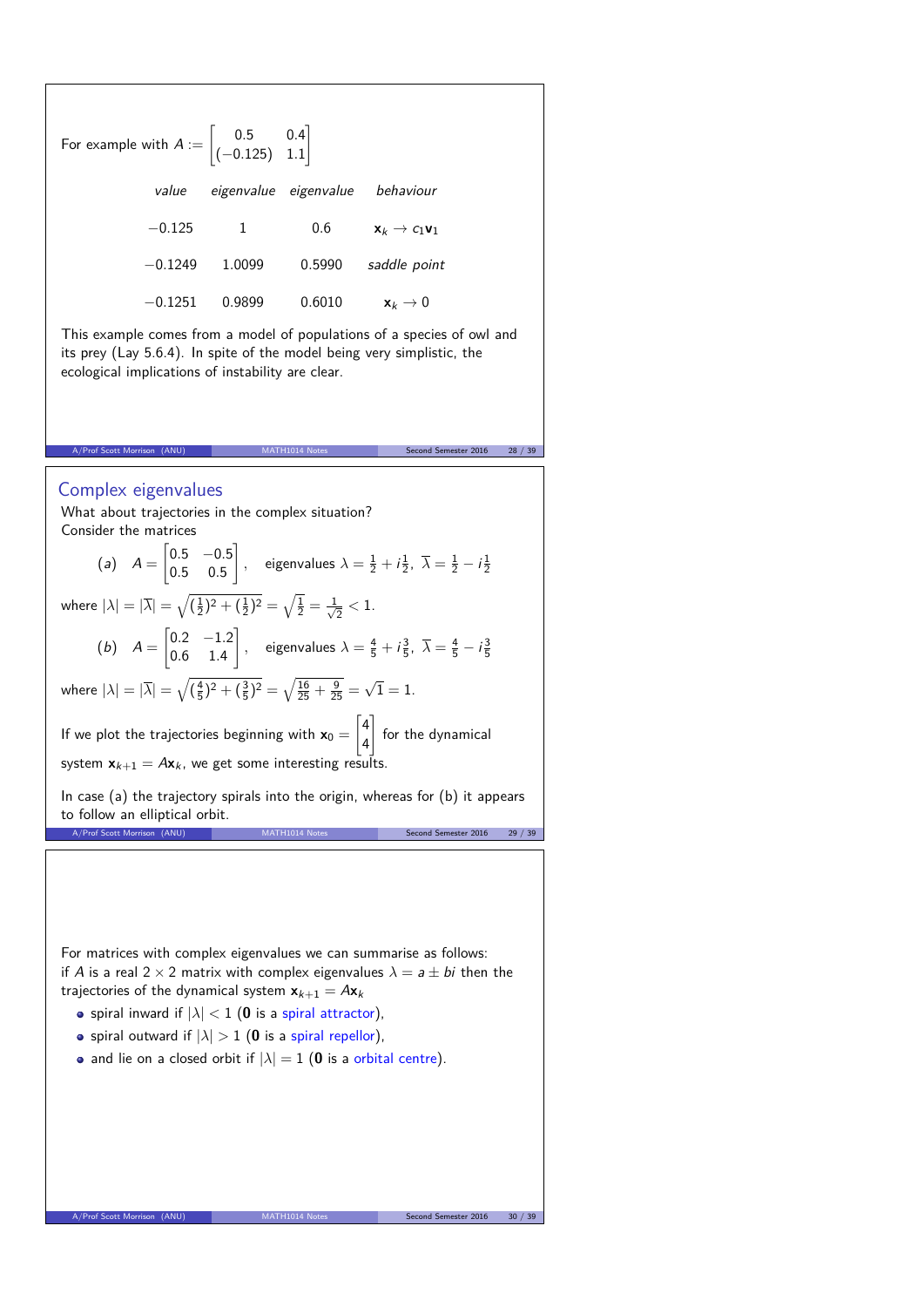For example with $A := \begin{bmatrix} 0.5 & 0.4 \\ (-0.125) & 1.1 \end{bmatrix}$

| *value* | *eigenvalue* | *eigenvalue* | *behaviour* |
|---|---|---|---|
| $-0.125$ | 1 | 0.6 | $\mathbf{x}_k \to c_1\mathbf{v}_1$ |
| $-0.1249$ | 1.0099 | 0.5990 | *saddle point* |
| $-0.1251$ | 0.9899 | 0.6010 | $\mathbf{x}_k \to 0$ |

This example comes from a model of populations of a species of owl and its prey (Lay 5.6.4). In spite of the model being very simplistic, the ecological implications of instability are clear.

## Complex eigenvalues

What about trajectories in the complex situation?
Consider the matrices

$$(a) \quad A = \begin{bmatrix} 0.5 & -0.5 \\ 0.5 & 0.5 \end{bmatrix}, \quad \text{eigenvalues } \lambda = \tfrac{1}{2} + i\tfrac{1}{2},\ \overline{\lambda} = \tfrac{1}{2} - i\tfrac{1}{2}$$

where $|\lambda| = |\overline{\lambda}| = \sqrt{(\frac{1}{2})^2 + (\frac{1}{2})^2} = \sqrt{\frac{1}{2}} = \frac{1}{\sqrt{2}} < 1$.

$$(b) \quad A = \begin{bmatrix} 0.2 & -1.2 \\ 0.6 & 1.4 \end{bmatrix}, \quad \text{eigenvalues } \lambda = \tfrac{4}{5} + i\tfrac{3}{5},\ \overline{\lambda} = \tfrac{4}{5} - i\tfrac{3}{5}$$

where $|\lambda| = |\overline{\lambda}| = \sqrt{(\frac{4}{5})^2 + (\frac{3}{5})^2} = \sqrt{\frac{16}{25} + \frac{9}{25}} = \sqrt{1} = 1$.

If we plot the trajectories beginning with $\mathbf{x}_0 = \begin{bmatrix} 4 \\ 4 \end{bmatrix}$ for the dynamical system $\mathbf{x}_{k+1} = A\mathbf{x}_k$, we get some interesting results.

In case (a) the trajectory spirals into the origin, whereas for (b) it appears to follow an elliptical orbit.

For matrices with complex eigenvalues we can summarise as follows: if $A$ is a real $2 \times 2$ matrix with complex eigenvalues $\lambda = a \pm bi$ then the trajectories of the dynamical system $\mathbf{x}_{k+1} = A\mathbf{x}_k$

- spiral inward if $|\lambda| < 1$ ($\mathbf{0}$ is a spiral attractor),
- spiral outward if $|\lambda| > 1$ ($\mathbf{0}$ is a spiral repellor),
- and lie on a closed orbit if $|\lambda| = 1$ ($\mathbf{0}$ is a orbital centre).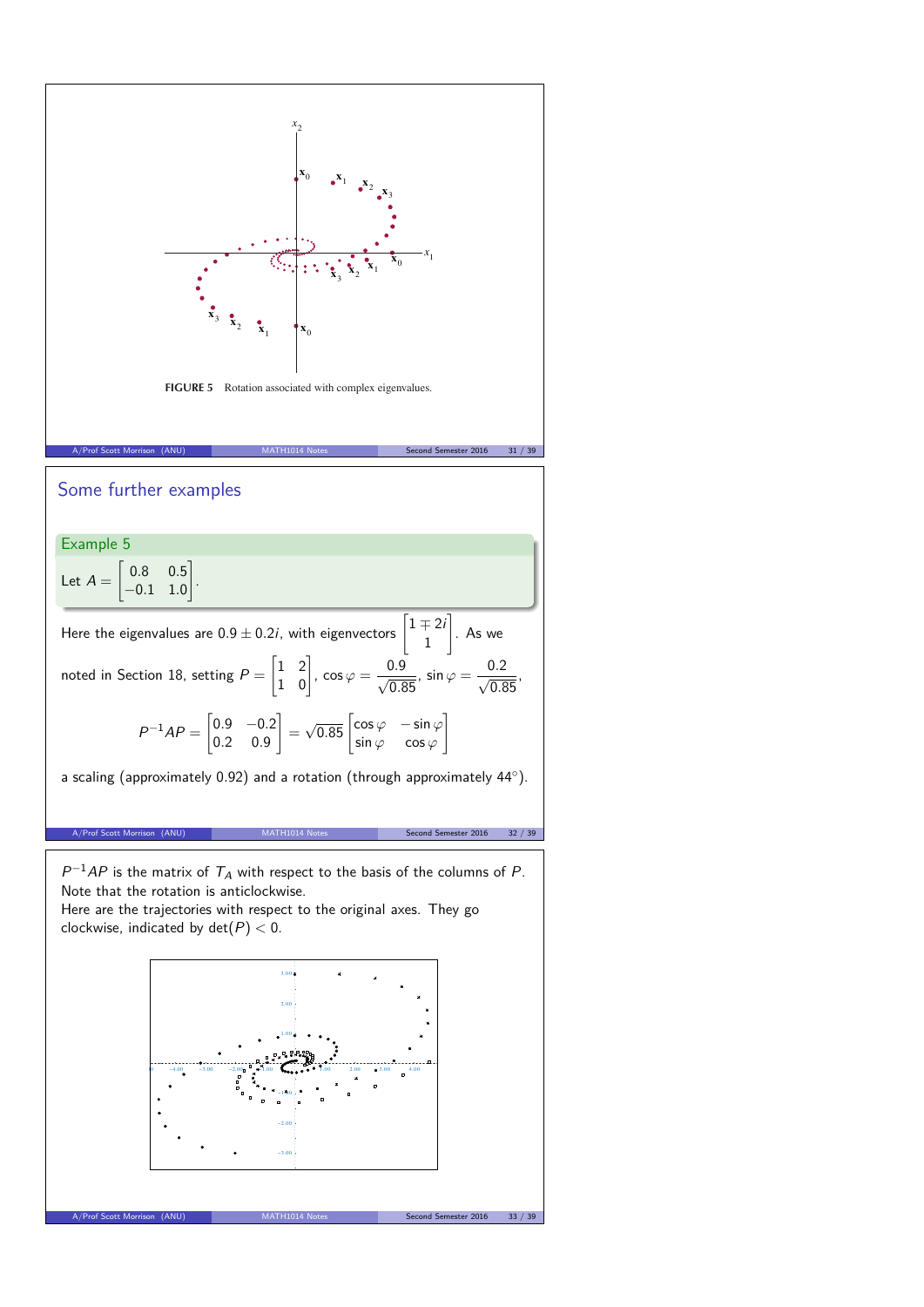FIGURE 5 Rotation associated with complex eigenvalues.

## Some further examples

**Example 5**

Let $A = \begin{bmatrix} 0.8 & 0.5 \\ -0.1 & 1.0 \end{bmatrix}$.

Here the eigenvalues are $0.9 \pm 0.2i$, with eigenvectors $\begin{bmatrix} 1 \mp 2i \\ 1 \end{bmatrix}$. As we noted in Section 18, setting $P = \begin{bmatrix} 1 & 2 \\ 1 & 0 \end{bmatrix}$, $\cos\varphi = \frac{0.9}{\sqrt{0.85}}$, $\sin\varphi = \frac{0.2}{\sqrt{0.85}}$,

$$P^{-1}AP = \begin{bmatrix} 0.9 & -0.2 \\ 0.2 & 0.9 \end{bmatrix} = \sqrt{0.85} \begin{bmatrix} \cos\varphi & -\sin\varphi \\ \sin\varphi & \cos\varphi \end{bmatrix}$$

a scaling (approximately 0.92) and a rotation (through approximately 44°).

$P^{-1}AP$ is the matrix of $T_A$ with respect to the basis of the columns of $P$. Note that the rotation is anticlockwise.

Here are the trajectories with respect to the original axes. They go clockwise, indicated by $\det(P) < 0$.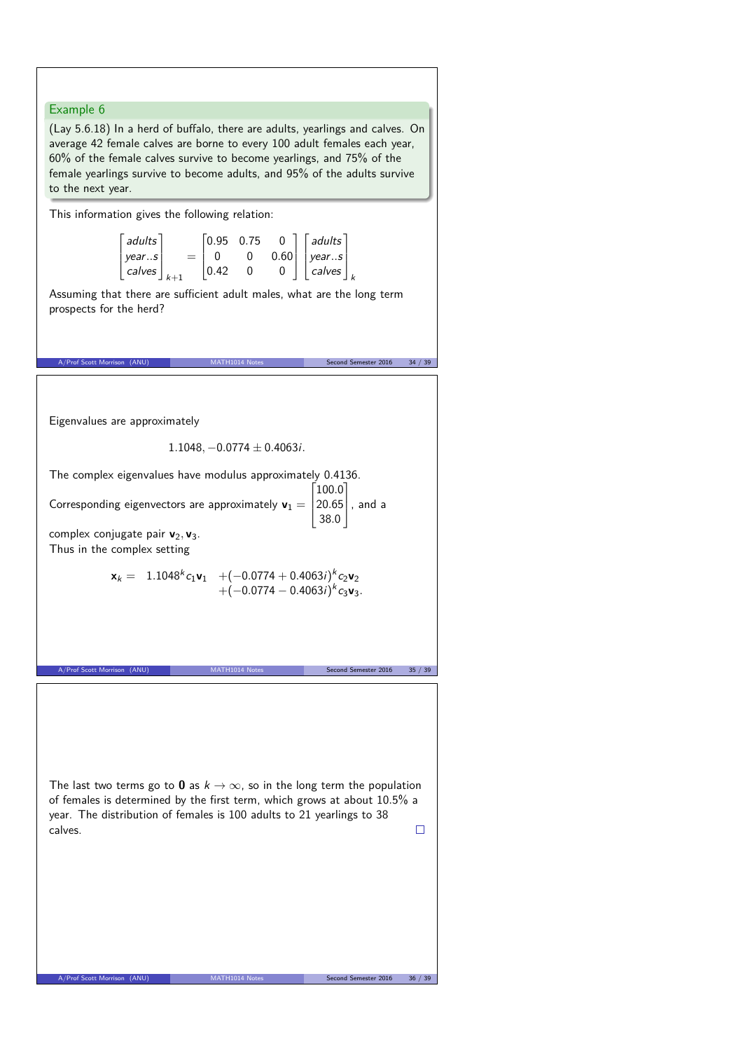### Example 6

(Lay 5.6.18) In a herd of buffalo, there are adults, yearlings and calves. On average 42 female calves are borne to every 100 adult females each year, 60% of the female calves survive to become yearlings, and 75% of the female yearlings survive to become adults, and 95% of the adults survive to the next year.

This information gives the following relation:

$$\begin{bmatrix} adults \\ year..s \\ calves \end{bmatrix}_{k+1} = \begin{bmatrix} 0.95 & 0.75 & 0 \\ 0 & 0 & 0.60 \\ 0.42 & 0 & 0 \end{bmatrix} \begin{bmatrix} adults \\ year..s \\ calves \end{bmatrix}_k$$

Assuming that there are sufficient adult males, what are the long term prospects for the herd?

Eigenvalues are approximately

$$1.1048, -0.0774 \pm 0.4063i.$$

The complex eigenvalues have modulus approximately 0.4136.

Corresponding eigenvectors are approximately $\mathbf{v}_1 = \begin{bmatrix} 100.0 \\ 20.65 \\ 38.0 \end{bmatrix}$, and a complex conjugate pair $\mathbf{v}_2, \mathbf{v}_3$.

Thus in the complex setting

$$\mathbf{x}_k = 1.1048^k c_1 \mathbf{v}_1 + (-0.0774 + 0.4063i)^k c_2 \mathbf{v}_2 + (-0.0774 - 0.4063i)^k c_3 \mathbf{v}_3.$$

The last two terms go to $\mathbf{0}$ as $k \to \infty$, so in the long term the population of females is determined by the first term, which grows at about 10.5% a year. The distribution of females is 100 adults to 21 yearlings to 38 calves. □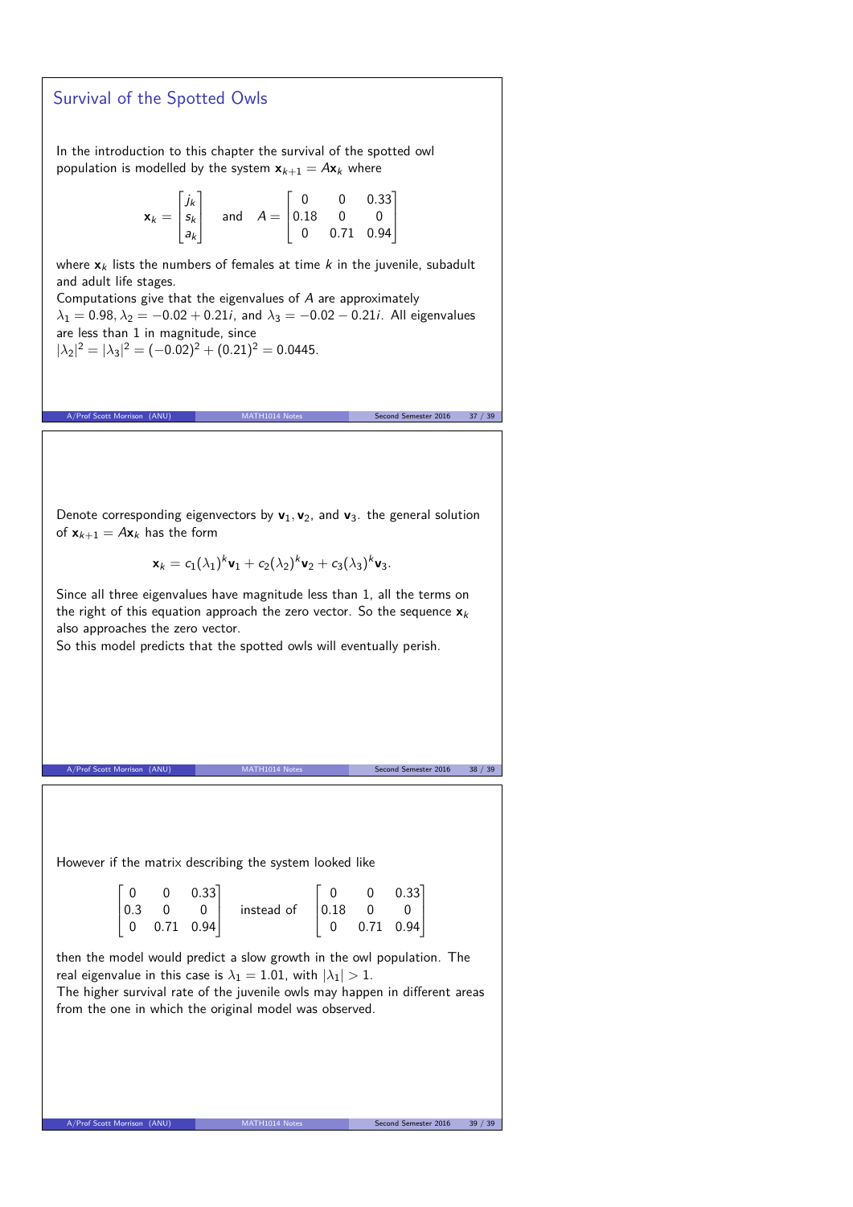## Survival of the Spotted Owls

In the introduction to this chapter the survival of the spotted owl population is modelled by the system $\mathbf{x}_{k+1} = A\mathbf{x}_k$ where

$$\mathbf{x}_k = \begin{bmatrix} j_k \\ s_k \\ a_k \end{bmatrix} \quad \text{and} \quad A = \begin{bmatrix} 0 & 0 & 0.33 \\ 0.18 & 0 & 0 \\ 0 & 0.71 & 0.94 \end{bmatrix}$$

where $\mathbf{x}_k$ lists the numbers of females at time $k$ in the juvenile, subadult and adult life stages.

Computations give that the eigenvalues of $A$ are approximately $\lambda_1 = 0.98, \lambda_2 = -0.02 + 0.21i$, and $\lambda_3 = -0.02 - 0.21i$. All eigenvalues are less than 1 in magnitude, since $|\lambda_2|^2 = |\lambda_3|^2 = (-0.02)^2 + (0.21)^2 = 0.0445$.

Denote corresponding eigenvectors by $\mathbf{v}_1, \mathbf{v}_2$, and $\mathbf{v}_3$. the general solution of $\mathbf{x}_{k+1} = A\mathbf{x}_k$ has the form

$$\mathbf{x}_k = c_1(\lambda_1)^k\mathbf{v}_1 + c_2(\lambda_2)^k\mathbf{v}_2 + c_3(\lambda_3)^k\mathbf{v}_3.$$

Since all three eigenvalues have magnitude less than 1, all the terms on the right of this equation approach the zero vector. So the sequence $\mathbf{x}_k$ also approaches the zero vector.

So this model predicts that the spotted owls will eventually perish.

However if the matrix describing the system looked like

$$\begin{bmatrix} 0 & 0 & 0.33 \\ 0.3 & 0 & 0 \\ 0 & 0.71 & 0.94 \end{bmatrix} \quad \text{instead of} \quad \begin{bmatrix} 0 & 0 & 0.33 \\ 0.18 & 0 & 0 \\ 0 & 0.71 & 0.94 \end{bmatrix}$$

then the model would predict a slow growth in the owl population. The real eigenvalue in this case is $\lambda_1 = 1.01$, with $|\lambda_1| > 1$.

The higher survival rate of the juvenile owls may happen in different areas from the one in which the original model was observed.